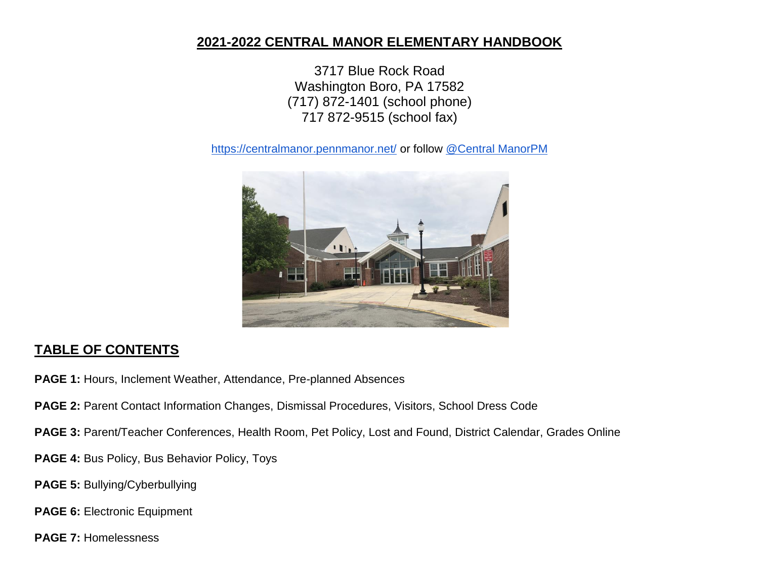# 2021-2022 CENTRAL MANOR ELEMENTARY HANDBOOK

3717 Blue Rock Road
Washington Boro, PA 17582
(717) 872-1401 (school phone)
717 872-9515 (school fax)

https://centralmanor.pennmanor.net/ or follow @Central ManorPM

## TABLE OF CONTENTS

**PAGE 1:** Hours, Inclement Weather, Attendance, Pre-planned Absences

**PAGE 2:** Parent Contact Information Changes, Dismissal Procedures, Visitors, School Dress Code

**PAGE 3:** Parent/Teacher Conferences, Health Room, Pet Policy, Lost and Found, District Calendar, Grades Online

**PAGE 4:** Bus Policy, Bus Behavior Policy, Toys

**PAGE 5:** Bullying/Cyberbullying

**PAGE 6:** Electronic Equipment

**PAGE 7:** Homelessness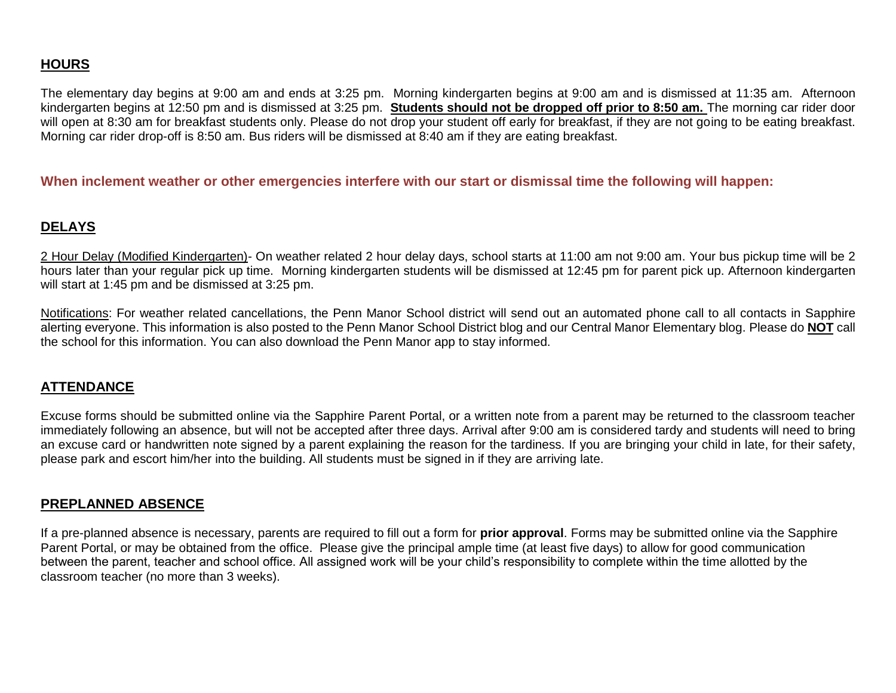## HOURS

The elementary day begins at 9:00 am and ends at 3:25 pm. Morning kindergarten begins at 9:00 am and is dismissed at 11:35 am. Afternoon kindergarten begins at 12:50 pm and is dismissed at 3:25 pm. **Students should not be dropped off prior to 8:50 am.** The morning car rider door will open at 8:30 am for breakfast students only. Please do not drop your student off early for breakfast, if they are not going to be eating breakfast. Morning car rider drop-off is 8:50 am. Bus riders will be dismissed at 8:40 am if they are eating breakfast.

**When inclement weather or other emergencies interfere with our start or dismissal time the following will happen:**

## DELAYS

2 Hour Delay (Modified Kindergarten)- On weather related 2 hour delay days, school starts at 11:00 am not 9:00 am. Your bus pickup time will be 2 hours later than your regular pick up time. Morning kindergarten students will be dismissed at 12:45 pm for parent pick up. Afternoon kindergarten will start at 1:45 pm and be dismissed at 3:25 pm.

Notifications: For weather related cancellations, the Penn Manor School district will send out an automated phone call to all contacts in Sapphire alerting everyone. This information is also posted to the Penn Manor School District blog and our Central Manor Elementary blog. Please do **NOT** call the school for this information. You can also download the Penn Manor app to stay informed.

## ATTENDANCE

Excuse forms should be submitted online via the Sapphire Parent Portal, or a written note from a parent may be returned to the classroom teacher immediately following an absence, but will not be accepted after three days. Arrival after 9:00 am is considered tardy and students will need to bring an excuse card or handwritten note signed by a parent explaining the reason for the tardiness. If you are bringing your child in late, for their safety, please park and escort him/her into the building. All students must be signed in if they are arriving late.

## PREPLANNED ABSENCE

If a pre-planned absence is necessary, parents are required to fill out a form for **prior approval**. Forms may be submitted online via the Sapphire Parent Portal, or may be obtained from the office. Please give the principal ample time (at least five days) to allow for good communication between the parent, teacher and school office. All assigned work will be your child's responsibility to complete within the time allotted by the classroom teacher (no more than 3 weeks).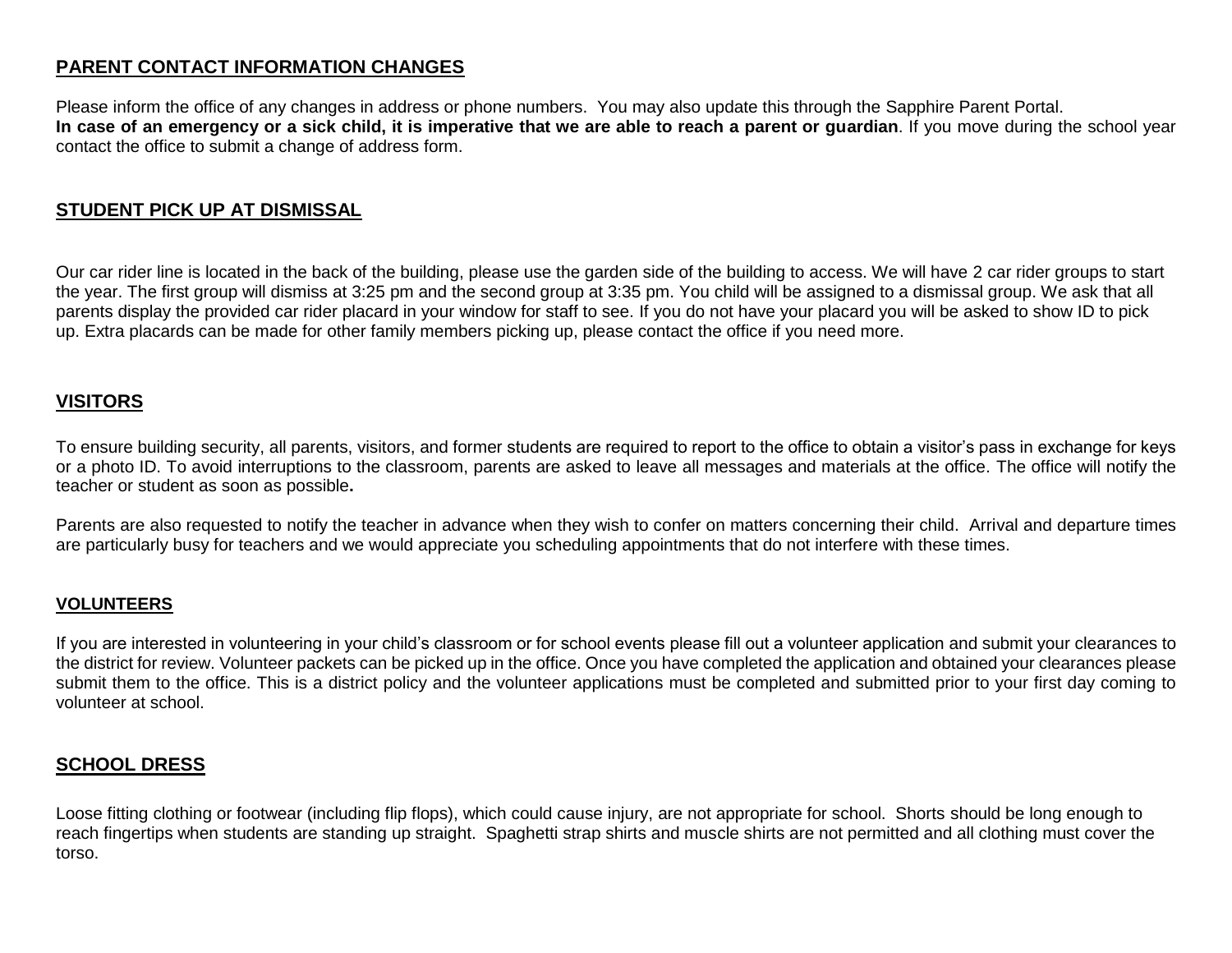## PARENT CONTACT INFORMATION CHANGES

Please inform the office of any changes in address or phone numbers. You may also update this through the Sapphire Parent Portal.
**In case of an emergency or a sick child, it is imperative that we are able to reach a parent or guardian**. If you move during the school year contact the office to submit a change of address form.

## STUDENT PICK UP AT DISMISSAL

Our car rider line is located in the back of the building, please use the garden side of the building to access. We will have 2 car rider groups to start the year. The first group will dismiss at 3:25 pm and the second group at 3:35 pm. You child will be assigned to a dismissal group. We ask that all parents display the provided car rider placard in your window for staff to see. If you do not have your placard you will be asked to show ID to pick up. Extra placards can be made for other family members picking up, please contact the office if you need more.

## VISITORS

To ensure building security, all parents, visitors, and former students are required to report to the office to obtain a visitor's pass in exchange for keys or a photo ID. To avoid interruptions to the classroom, parents are asked to leave all messages and materials at the office. The office will notify the teacher or student as soon as possible**.**

Parents are also requested to notify the teacher in advance when they wish to confer on matters concerning their child. Arrival and departure times are particularly busy for teachers and we would appreciate you scheduling appointments that do not interfere with these times.

### VOLUNTEERS

If you are interested in volunteering in your child's classroom or for school events please fill out a volunteer application and submit your clearances to the district for review. Volunteer packets can be picked up in the office. Once you have completed the application and obtained your clearances please submit them to the office. This is a district policy and the volunteer applications must be completed and submitted prior to your first day coming to volunteer at school.

## SCHOOL DRESS

Loose fitting clothing or footwear (including flip flops), which could cause injury, are not appropriate for school. Shorts should be long enough to reach fingertips when students are standing up straight. Spaghetti strap shirts and muscle shirts are not permitted and all clothing must cover the torso.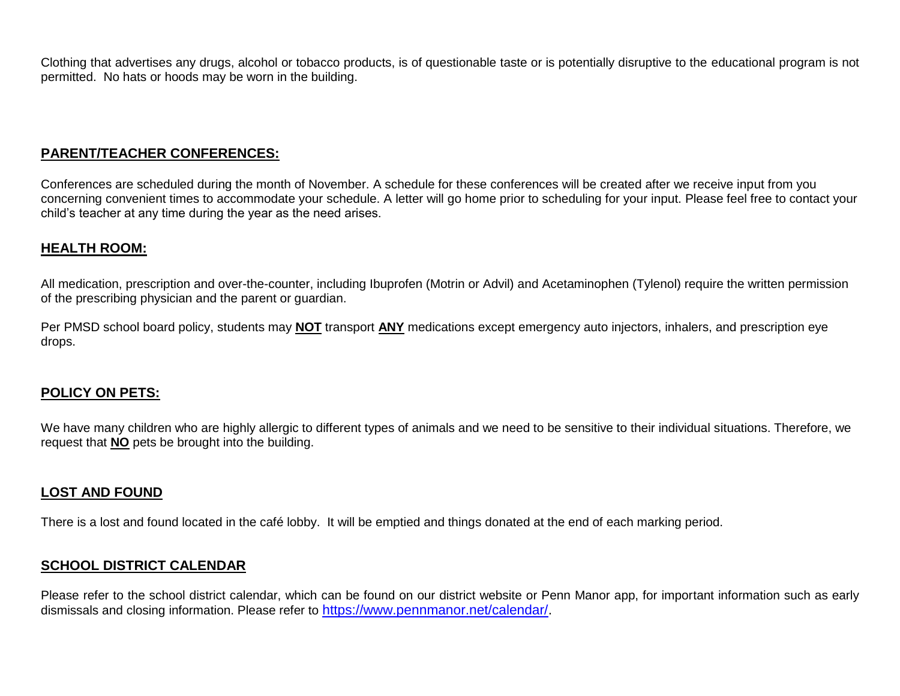Clothing that advertises any drugs, alcohol or tobacco products, is of questionable taste or is potentially disruptive to the educational program is not permitted. No hats or hoods may be worn in the building.

## PARENT/TEACHER CONFERENCES:

Conferences are scheduled during the month of November. A schedule for these conferences will be created after we receive input from you concerning convenient times to accommodate your schedule. A letter will go home prior to scheduling for your input. Please feel free to contact your child's teacher at any time during the year as the need arises.

## HEALTH ROOM:

All medication, prescription and over-the-counter, including Ibuprofen (Motrin or Advil) and Acetaminophen (Tylenol) require the written permission of the prescribing physician and the parent or guardian.

Per PMSD school board policy, students may **NOT** transport **ANY** medications except emergency auto injectors, inhalers, and prescription eye drops.

## POLICY ON PETS:

We have many children who are highly allergic to different types of animals and we need to be sensitive to their individual situations. Therefore, we request that **NO** pets be brought into the building.

## LOST AND FOUND

There is a lost and found located in the café lobby. It will be emptied and things donated at the end of each marking period.

## SCHOOL DISTRICT CALENDAR

Please refer to the school district calendar, which can be found on our district website or Penn Manor app, for important information such as early dismissals and closing information. Please refer to https://www.pennmanor.net/calendar/.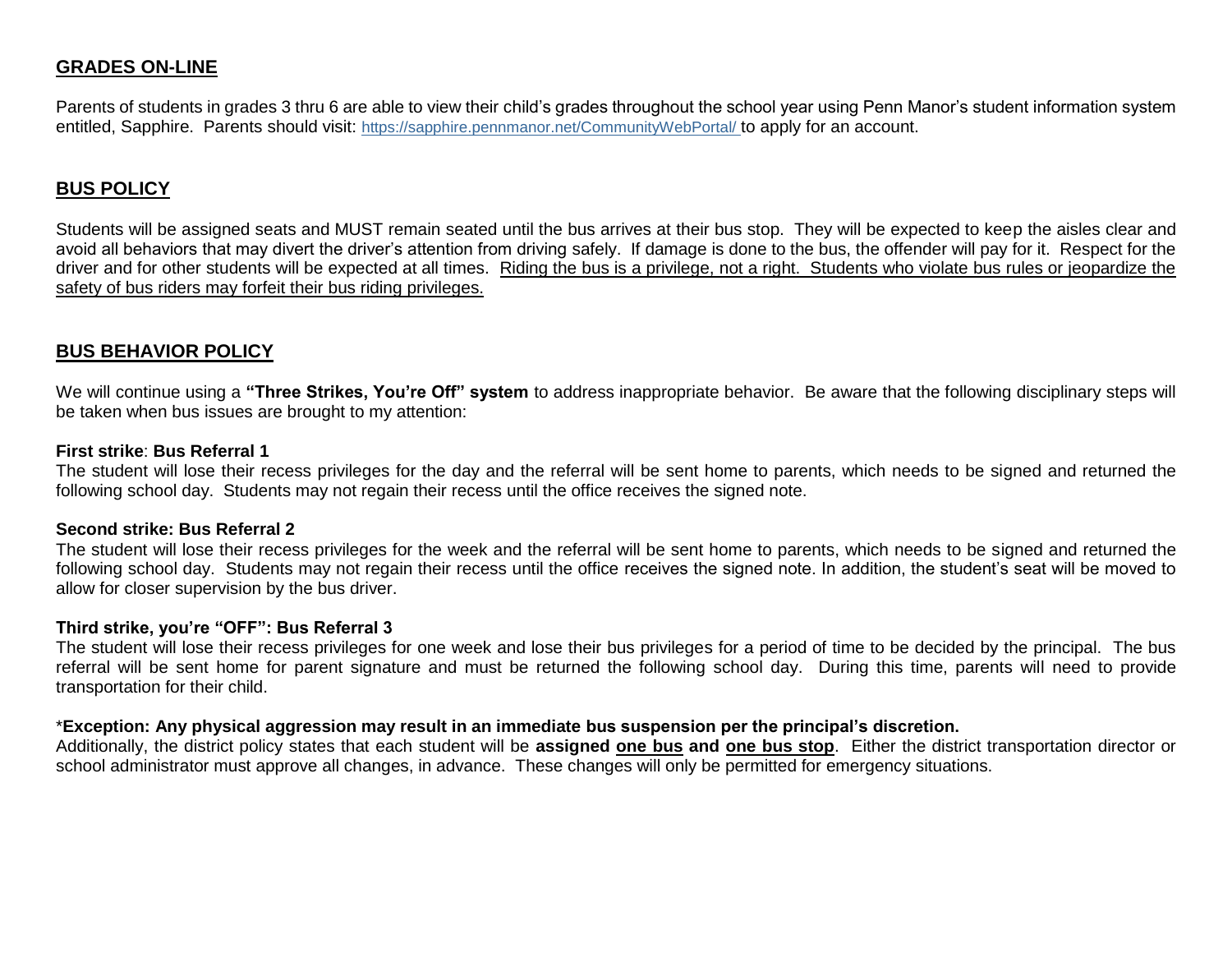## GRADES ON-LINE

Parents of students in grades 3 thru 6 are able to view their child's grades throughout the school year using Penn Manor's student information system entitled, Sapphire. Parents should visit: https://sapphire.pennmanor.net/CommunityWebPortal/ to apply for an account.

## BUS POLICY

Students will be assigned seats and MUST remain seated until the bus arrives at their bus stop. They will be expected to keep the aisles clear and avoid all behaviors that may divert the driver's attention from driving safely. If damage is done to the bus, the offender will pay for it. Respect for the driver and for other students will be expected at all times. Riding the bus is a privilege, not a right. Students who violate bus rules or jeopardize the safety of bus riders may forfeit their bus riding privileges.

## BUS BEHAVIOR POLICY

We will continue using a **"Three Strikes, You're Off" system** to address inappropriate behavior. Be aware that the following disciplinary steps will be taken when bus issues are brought to my attention:

**First strike**: **Bus Referral 1**
The student will lose their recess privileges for the day and the referral will be sent home to parents, which needs to be signed and returned the following school day. Students may not regain their recess until the office receives the signed note.

**Second strike: Bus Referral 2**
The student will lose their recess privileges for the week and the referral will be sent home to parents, which needs to be signed and returned the following school day. Students may not regain their recess until the office receives the signed note. In addition, the student's seat will be moved to allow for closer supervision by the bus driver.

**Third strike, you're "OFF": Bus Referral 3**
The student will lose their recess privileges for one week and lose their bus privileges for a period of time to be decided by the principal. The bus referral will be sent home for parent signature and must be returned the following school day. During this time, parents will need to provide transportation for their child.

*__Exception: Any physical aggression may result in an immediate bus suspension per the principal's discretion.__*
Additionally, the district policy states that each student will be **assigned one bus and one bus stop**. Either the district transportation director or school administrator must approve all changes, in advance. These changes will only be permitted for emergency situations.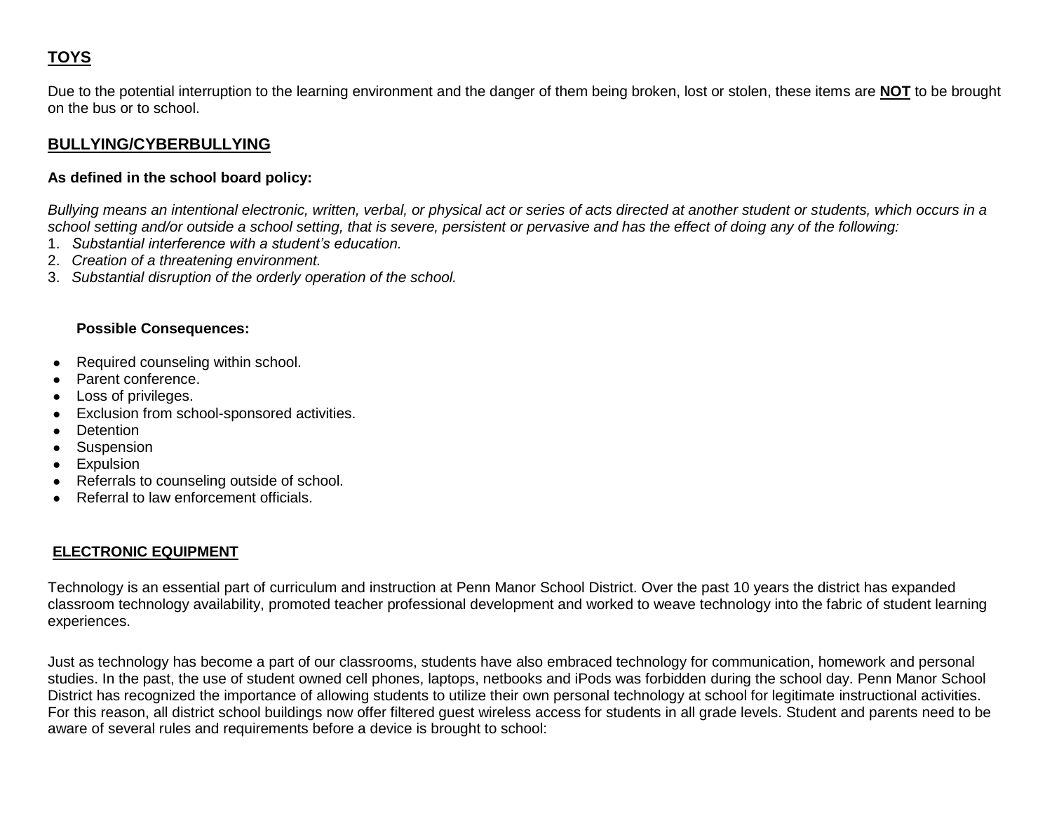## TOYS

Due to the potential interruption to the learning environment and the danger of them being broken, lost or stolen, these items are **NOT** to be brought on the bus or to school.

## BULLYING/CYBERBULLYING

**As defined in the school board policy:**

*Bullying means an intentional electronic, written, verbal, or physical act or series of acts directed at another student or students, which occurs in a school setting and/or outside a school setting, that is severe, persistent or pervasive and has the effect of doing any of the following:*

1. *Substantial interference with a student's education.*
2. *Creation of a threatening environment.*
3. *Substantial disruption of the orderly operation of the school.*

**Possible Consequences:**

- Required counseling within school.
- Parent conference.
- Loss of privileges.
- Exclusion from school-sponsored activities.
- Detention
- Suspension
- Expulsion
- Referrals to counseling outside of school.
- Referral to law enforcement officials.

## ELECTRONIC EQUIPMENT

Technology is an essential part of curriculum and instruction at Penn Manor School District. Over the past 10 years the district has expanded classroom technology availability, promoted teacher professional development and worked to weave technology into the fabric of student learning experiences.

Just as technology has become a part of our classrooms, students have also embraced technology for communication, homework and personal studies. In the past, the use of student owned cell phones, laptops, netbooks and iPods was forbidden during the school day. Penn Manor School District has recognized the importance of allowing students to utilize their own personal technology at school for legitimate instructional activities. For this reason, all district school buildings now offer filtered guest wireless access for students in all grade levels. Student and parents need to be aware of several rules and requirements before a device is brought to school: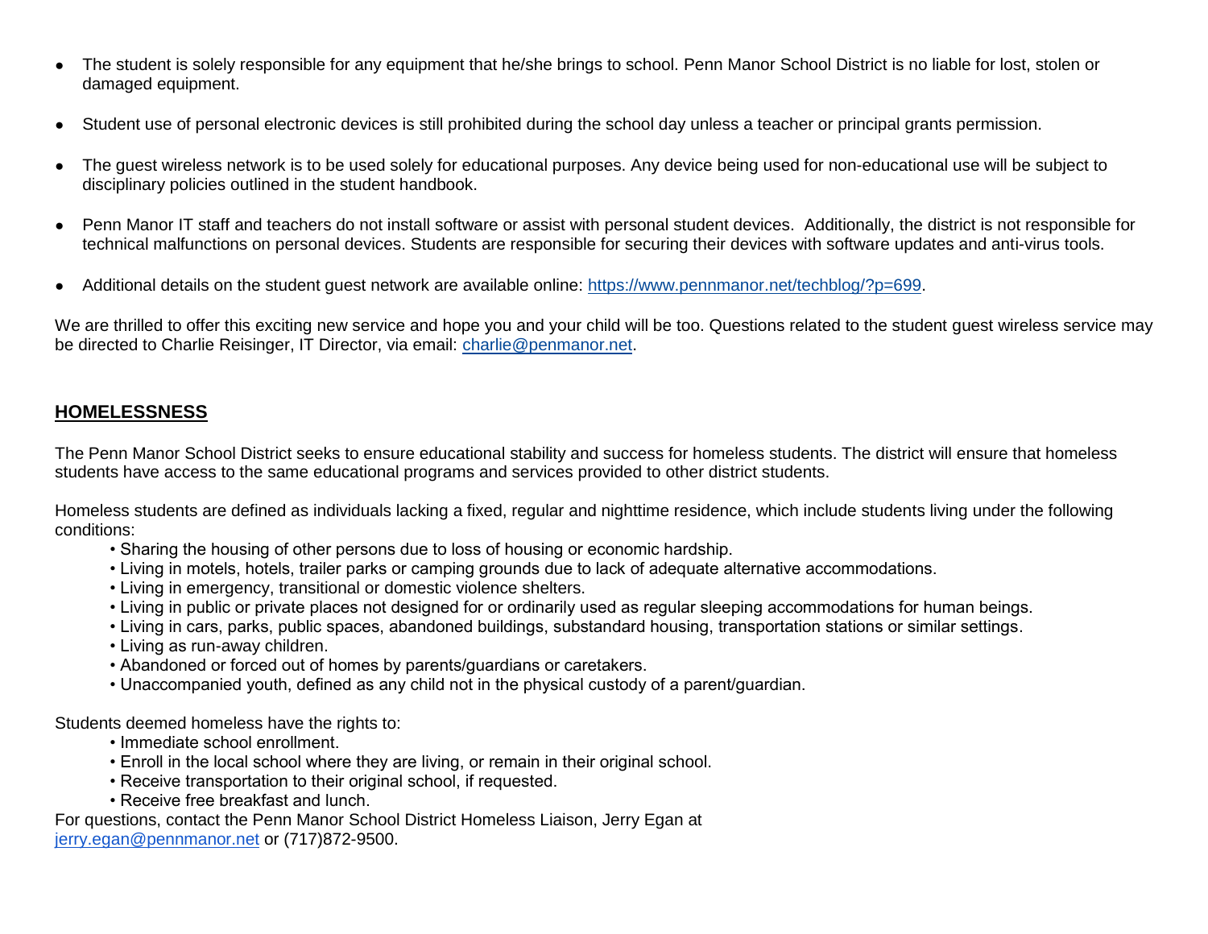- The student is solely responsible for any equipment that he/she brings to school. Penn Manor School District is no liable for lost, stolen or damaged equipment.

- Student use of personal electronic devices is still prohibited during the school day unless a teacher or principal grants permission.

- The guest wireless network is to be used solely for educational purposes. Any device being used for non-educational use will be subject to disciplinary policies outlined in the student handbook.

- Penn Manor IT staff and teachers do not install software or assist with personal student devices. Additionally, the district is not responsible for technical malfunctions on personal devices. Students are responsible for securing their devices with software updates and anti-virus tools.

- Additional details on the student guest network are available online: [https://www.pennmanor.net/techblog/?p=699](https://www.pennmanor.net/techblog/?p=699).

We are thrilled to offer this exciting new service and hope you and your child will be too. Questions related to the student guest wireless service may be directed to Charlie Reisinger, IT Director, via email: [charlie@penmanor.net](mailto:charlie@penmanor.net).

## HOMELESSNESS

The Penn Manor School District seeks to ensure educational stability and success for homeless students. The district will ensure that homeless students have access to the same educational programs and services provided to other district students.

Homeless students are defined as individuals lacking a fixed, regular and nighttime residence, which include students living under the following conditions:

- Sharing the housing of other persons due to loss of housing or economic hardship.
- Living in motels, hotels, trailer parks or camping grounds due to lack of adequate alternative accommodations.
- Living in emergency, transitional or domestic violence shelters.
- Living in public or private places not designed for or ordinarily used as regular sleeping accommodations for human beings.
- Living in cars, parks, public spaces, abandoned buildings, substandard housing, transportation stations or similar settings.
- Living as run-away children.
- Abandoned or forced out of homes by parents/guardians or caretakers.
- Unaccompanied youth, defined as any child not in the physical custody of a parent/guardian.

Students deemed homeless have the rights to:

- Immediate school enrollment.
- Enroll in the local school where they are living, or remain in their original school.
- Receive transportation to their original school, if requested.
- Receive free breakfast and lunch.

For questions, contact the Penn Manor School District Homeless Liaison, Jerry Egan at [jerry.egan@pennmanor.net](mailto:jerry.egan@pennmanor.net) or (717)872-9500.